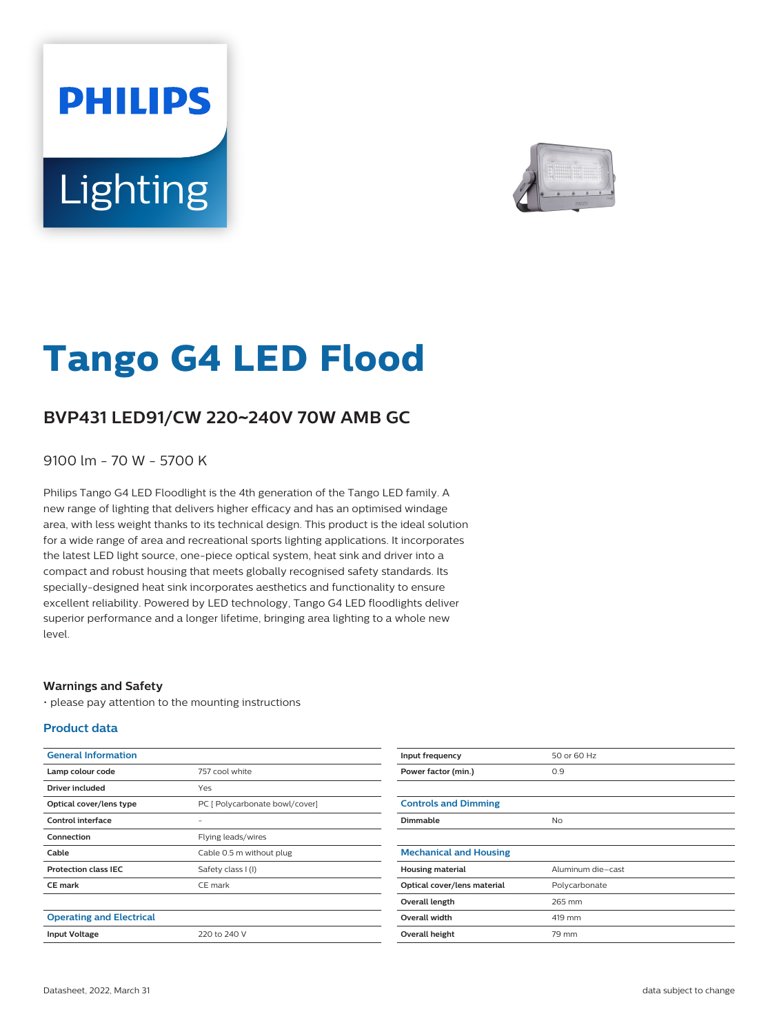# Tango G4 LED Flood

## BVP431 LED91/CW 220~240V 70W AMB GC

9100 lm - 70 W - 5700 K

Philips Tango G4 LED Floodlight is the 4th generation of the Tango LED family. A new range of lighting that delivers higher efficacy and has an optimised windage area, with less weight thanks to its technical design. This product is the ideal solution for a wide range of area and recreational sports lighting applications. It incorporates the latest LED light source, one-piece optical system, heat sink and driver into a compact and robust housing that meets globally recognised safety standards. Its specially-designed heat sink incorporates aesthetics and functionality to ensure excellent reliability. Powered by LED technology, Tango G4 LED floodlights deliver superior performance and a longer lifetime, bringing area lighting to a whole new level.

### Warnings and Safety

• please pay attention to the mounting instructions

### Product data

| General Information | |
|---|---|
| **Lamp colour code** | 757 cool white |
| **Driver included** | Yes |
| **Optical cover/lens type** | PC [ Polycarbonate bowl/cover] |
| **Control interface** | - |
| **Connection** | Flying leads/wires |
| **Cable** | Cable 0.5 m without plug |
| **Protection class IEC** | Safety class I (I) |
| **CE mark** | CE mark |

| Operating and Electrical | |
|---|---|
| **Input Voltage** | 220 to 240 V |
| **Input frequency** | 50 or 60 Hz |
| **Power factor (min.)** | 0.9 |

| Controls and Dimming | |
|---|---|
| **Dimmable** | No |

| Mechanical and Housing | |
|---|---|
| **Housing material** | Aluminum die-cast |
| **Optical cover/lens material** | Polycarbonate |
| **Overall length** | 265 mm |
| **Overall width** | 419 mm |
| **Overall height** | 79 mm |

Datasheet, 2022, March 31

data subject to change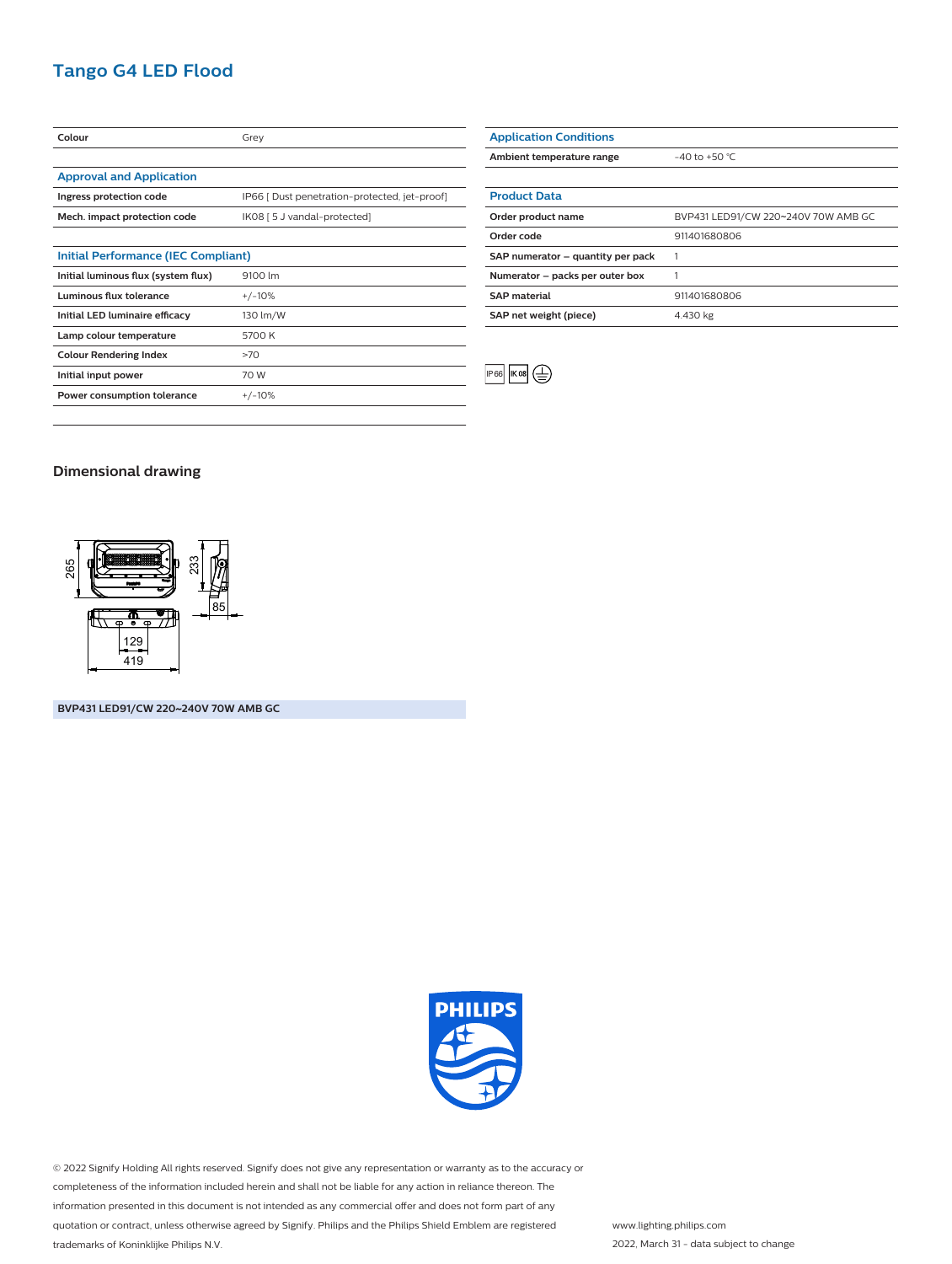# Tango G4 LED Flood

| | |
|---|---|
| Colour | Grey |

## Approval and Application

| | |
|---|---|
| Ingress protection code | IP66 [ Dust penetration-protected, jet-proof] |
| Mech. impact protection code | IK08 [ 5 J vandal-protected] |

## Initial Performance (IEC Compliant)

| | |
|---|---|
| Initial luminous flux (system flux) | 9100 lm |
| Luminous flux tolerance | +/-10% |
| Initial LED luminaire efficacy | 130 lm/W |
| Lamp colour temperature | 5700 K |
| Colour Rendering Index | >70 |
| Initial input power | 70 W |
| Power consumption tolerance | +/-10% |

## Application Conditions

| | |
|---|---|
| Ambient temperature range | -40 to +50 °C |

## Product Data

| | |
|---|---|
| Order product name | BVP431 LED91/CW 220~240V 70W AMB GC |
| Order code | 911401680806 |
| SAP numerator – quantity per pack | 1 |
| Numerator – packs per outer box | 1 |
| SAP material | 911401680806 |
| SAP net weight (piece) | 4.430 kg |

IP66 IK08

## Dimensional drawing

265
233
85
129
419

BVP431 LED91/CW 220~240V 70W AMB GC

© 2022 Signify Holding All rights reserved. Signify does not give any representation or warranty as to the accuracy or completeness of the information included herein and shall not be liable for any action in reliance thereon. The information presented in this document is not intended as any commercial offer and does not form part of any quotation or contract, unless otherwise agreed by Signify. Philips and the Philips Shield Emblem are registered trademarks of Koninklijke Philips N.V.

www.lighting.philips.com
2022, March 31 - data subject to change